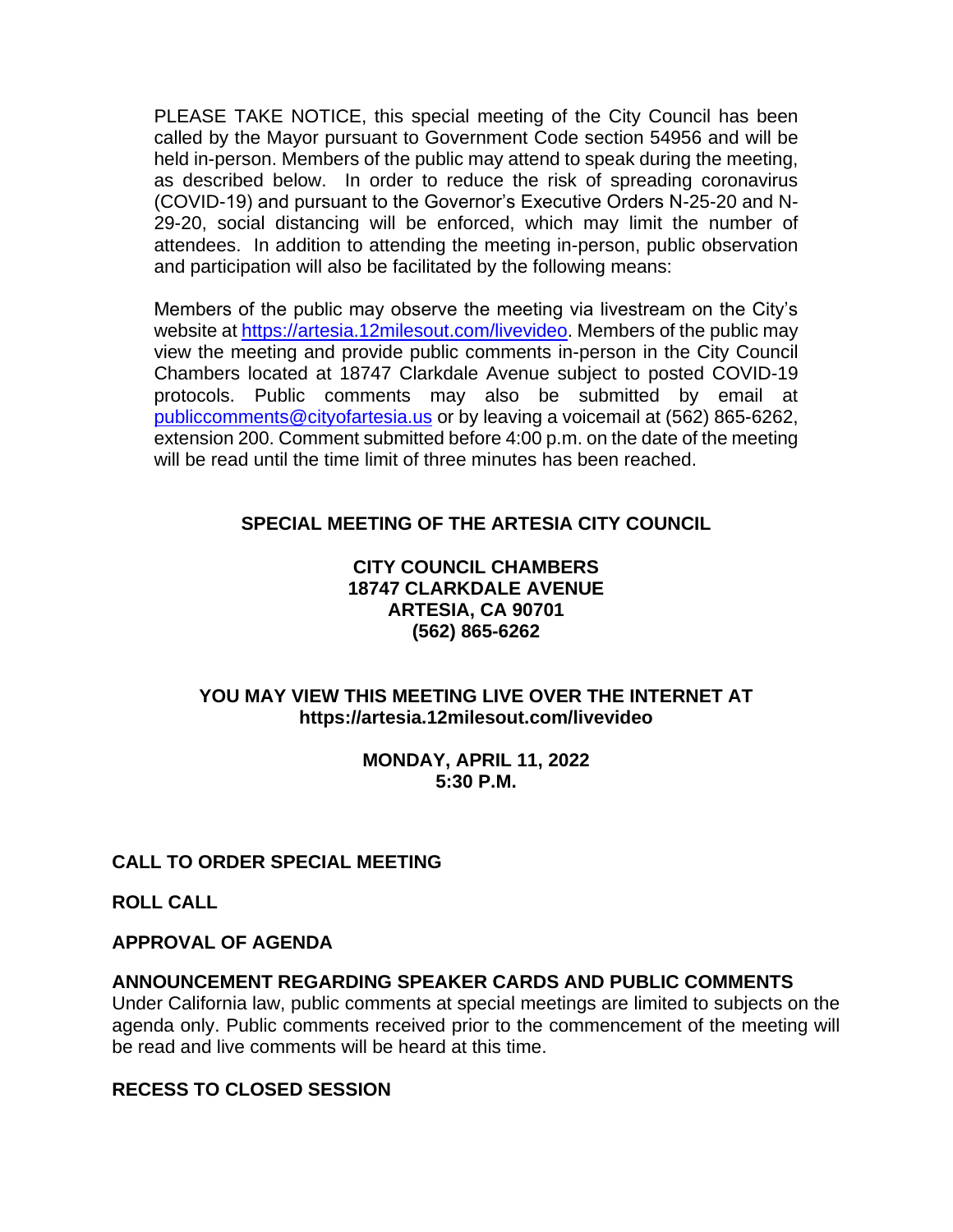PLEASE TAKE NOTICE, this special meeting of the City Council has been called by the Mayor pursuant to Government Code section 54956 and will be held in-person. Members of the public may attend to speak during the meeting, as described below. In order to reduce the risk of spreading coronavirus (COVID-19) and pursuant to the Governor's Executive Orders N-25-20 and N-29-20, social distancing will be enforced, which may limit the number of attendees. In addition to attending the meeting in-person, public observation and participation will also be facilitated by the following means:

Members of the public may observe the meeting via livestream on the City's website at [https://artesia.12milesout.com/livevideo](https://artesia.12milesout.com/livevideo). Members of the public may view the meeting and provide public comments in-person in the City Council Chambers located at 18747 Clarkdale Avenue subject to posted COVID-19 protocols. Public comments may also be submitted by email at [publiccomments@cityofartesia.us](mailto:publiccomments@cityofartesia.us) or by leaving a voicemail at (562) 865-6262, extension 200. Comment submitted before 4:00 p.m. on the date of the meeting will be read until the time limit of three minutes has been reached.

**SPECIAL MEETING OF THE ARTESIA CITY COUNCIL**

**CITY COUNCIL CHAMBERS**
**18747 CLARKDALE AVENUE**
**ARTESIA, CA 90701**
**(562) 865-6262**

**YOU MAY VIEW THIS MEETING LIVE OVER THE INTERNET AT**
**https://artesia.12milesout.com/livevideo**

**MONDAY, APRIL 11, 2022**
**5:30 P.M.**

**CALL TO ORDER SPECIAL MEETING**

**ROLL CALL**

**APPROVAL OF AGENDA**

**ANNOUNCEMENT REGARDING SPEAKER CARDS AND PUBLIC COMMENTS**
Under California law, public comments at special meetings are limited to subjects on the agenda only. Public comments received prior to the commencement of the meeting will be read and live comments will be heard at this time.

**RECESS TO CLOSED SESSION**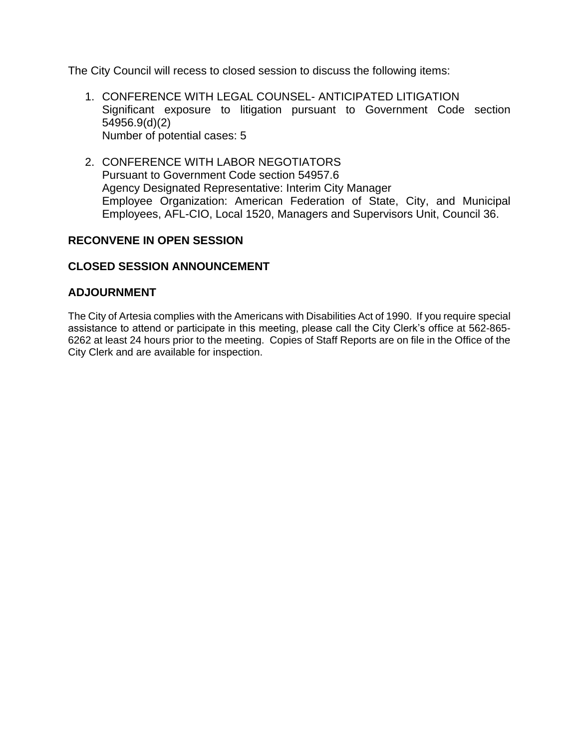The City Council will recess to closed session to discuss the following items:

1. CONFERENCE WITH LEGAL COUNSEL- ANTICIPATED LITIGATION
   Significant exposure to litigation pursuant to Government Code section 54956.9(d)(2)
   Number of potential cases: 5

2. CONFERENCE WITH LABOR NEGOTIATORS
   Pursuant to Government Code section 54957.6
   Agency Designated Representative: Interim City Manager
   Employee Organization: American Federation of State, City, and Municipal Employees, AFL-CIO, Local 1520, Managers and Supervisors Unit, Council 36.

**RECONVENE IN OPEN SESSION**

**CLOSED SESSION ANNOUNCEMENT**

**ADJOURNMENT**

The City of Artesia complies with the Americans with Disabilities Act of 1990. If you require special assistance to attend or participate in this meeting, please call the City Clerk's office at 562-865-6262 at least 24 hours prior to the meeting. Copies of Staff Reports are on file in the Office of the City Clerk and are available for inspection.